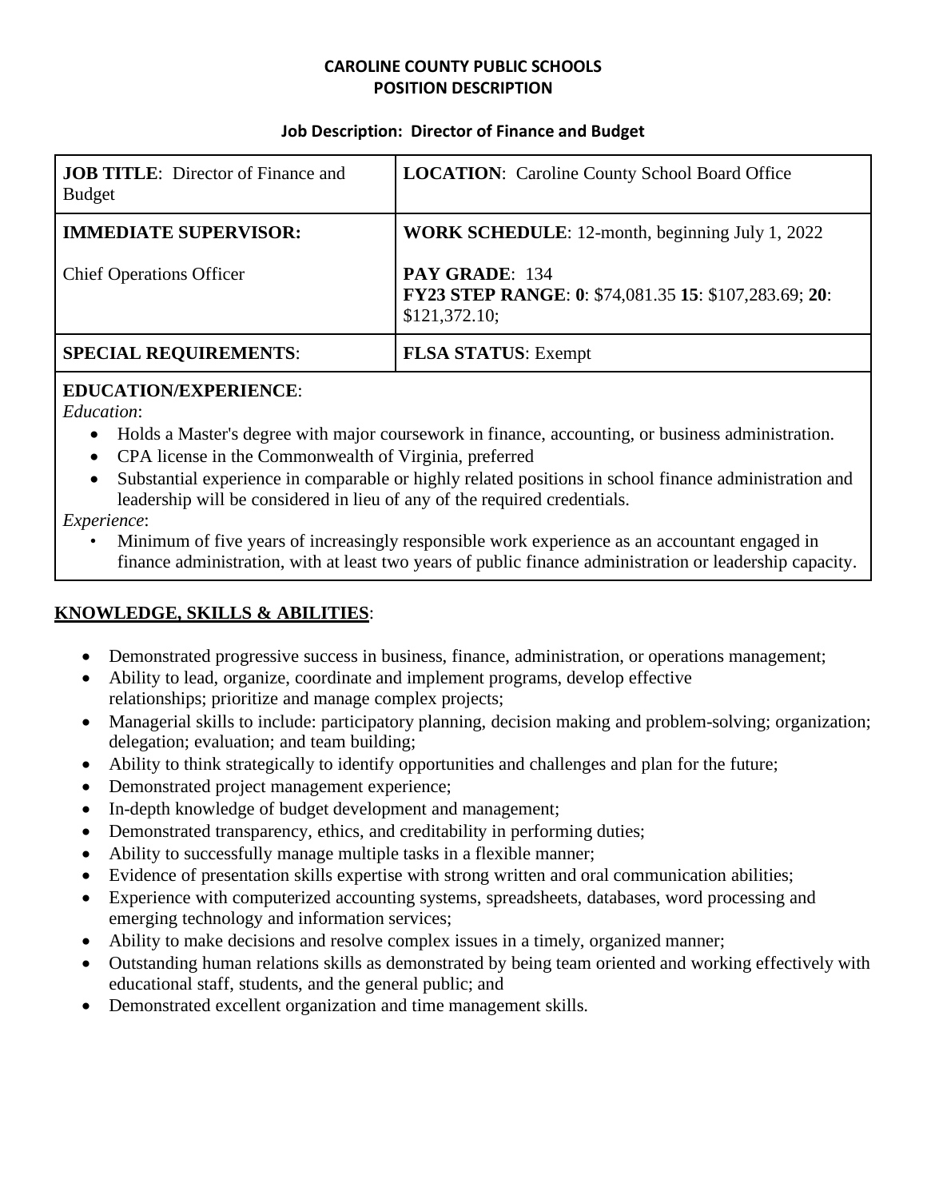# CAROLINE COUNTY PUBLIC SCHOOLS
# POSITION DESCRIPTION

### Job Description: Director of Finance and Budget

| **JOB TITLE**: Director of Finance and Budget | **LOCATION**: Caroline County School Board Office |
|---|---|
| **IMMEDIATE SUPERVISOR:**<br><br>Chief Operations Officer | **WORK SCHEDULE**: 12-month, beginning July 1, 2022<br><br>**PAY GRADE**: 134<br>**FY23 STEP RANGE**: **0**: $74,081.35 **15**: $107,283.69; **20**: $121,372.10; |
| **SPECIAL REQUIREMENTS**: | **FLSA STATUS**: Exempt |

**EDUCATION/EXPERIENCE**:

*Education*:

- Holds a Master's degree with major coursework in finance, accounting, or business administration.
- CPA license in the Commonwealth of Virginia, preferred
- Substantial experience in comparable or highly related positions in school finance administration and leadership will be considered in lieu of any of the required credentials.

*Experience*:

- Minimum of five years of increasingly responsible work experience as an accountant engaged in finance administration, with at least two years of public finance administration or leadership capacity.

## KNOWLEDGE, SKILLS & ABILITIES:

- Demonstrated progressive success in business, finance, administration, or operations management;
- Ability to lead, organize, coordinate and implement programs, develop effective relationships; prioritize and manage complex projects;
- Managerial skills to include: participatory planning, decision making and problem-solving; organization; delegation; evaluation; and team building;
- Ability to think strategically to identify opportunities and challenges and plan for the future;
- Demonstrated project management experience;
- In-depth knowledge of budget development and management;
- Demonstrated transparency, ethics, and creditability in performing duties;
- Ability to successfully manage multiple tasks in a flexible manner;
- Evidence of presentation skills expertise with strong written and oral communication abilities;
- Experience with computerized accounting systems, spreadsheets, databases, word processing and emerging technology and information services;
- Ability to make decisions and resolve complex issues in a timely, organized manner;
- Outstanding human relations skills as demonstrated by being team oriented and working effectively with educational staff, students, and the general public; and
- Demonstrated excellent organization and time management skills.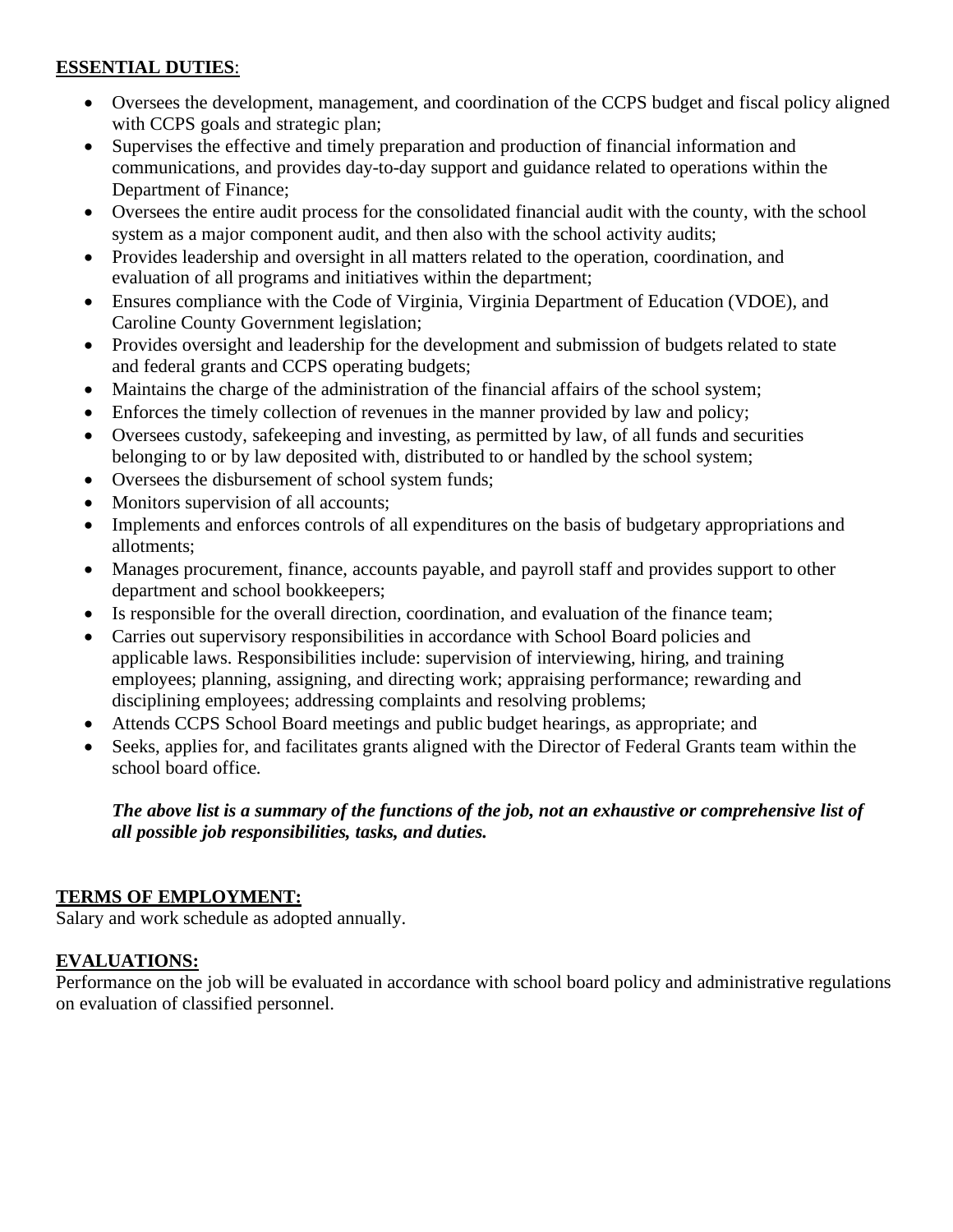**ESSENTIAL DUTIES**:

- Oversees the development, management, and coordination of the CCPS budget and fiscal policy aligned with CCPS goals and strategic plan;
- Supervises the effective and timely preparation and production of financial information and communications, and provides day-to-day support and guidance related to operations within the Department of Finance;
- Oversees the entire audit process for the consolidated financial audit with the county, with the school system as a major component audit, and then also with the school activity audits;
- Provides leadership and oversight in all matters related to the operation, coordination, and evaluation of all programs and initiatives within the department;
- Ensures compliance with the Code of Virginia, Virginia Department of Education (VDOE), and Caroline County Government legislation;
- Provides oversight and leadership for the development and submission of budgets related to state and federal grants and CCPS operating budgets;
- Maintains the charge of the administration of the financial affairs of the school system;
- Enforces the timely collection of revenues in the manner provided by law and policy;
- Oversees custody, safekeeping and investing, as permitted by law, of all funds and securities belonging to or by law deposited with, distributed to or handled by the school system;
- Oversees the disbursement of school system funds;
- Monitors supervision of all accounts;
- Implements and enforces controls of all expenditures on the basis of budgetary appropriations and allotments;
- Manages procurement, finance, accounts payable, and payroll staff and provides support to other department and school bookkeepers;
- Is responsible for the overall direction, coordination, and evaluation of the finance team;
- Carries out supervisory responsibilities in accordance with School Board policies and applicable laws. Responsibilities include: supervision of interviewing, hiring, and training employees; planning, assigning, and directing work; appraising performance; rewarding and disciplining employees; addressing complaints and resolving problems;
- Attends CCPS School Board meetings and public budget hearings, as appropriate; and
- Seeks, applies for, and facilitates grants aligned with the Director of Federal Grants team within the school board office.

***The above list is a summary of the functions of the job, not an exhaustive or comprehensive list of all possible job responsibilities, tasks, and duties.***

**TERMS OF EMPLOYMENT:**

Salary and work schedule as adopted annually.

**EVALUATIONS:**

Performance on the job will be evaluated in accordance with school board policy and administrative regulations on evaluation of classified personnel.